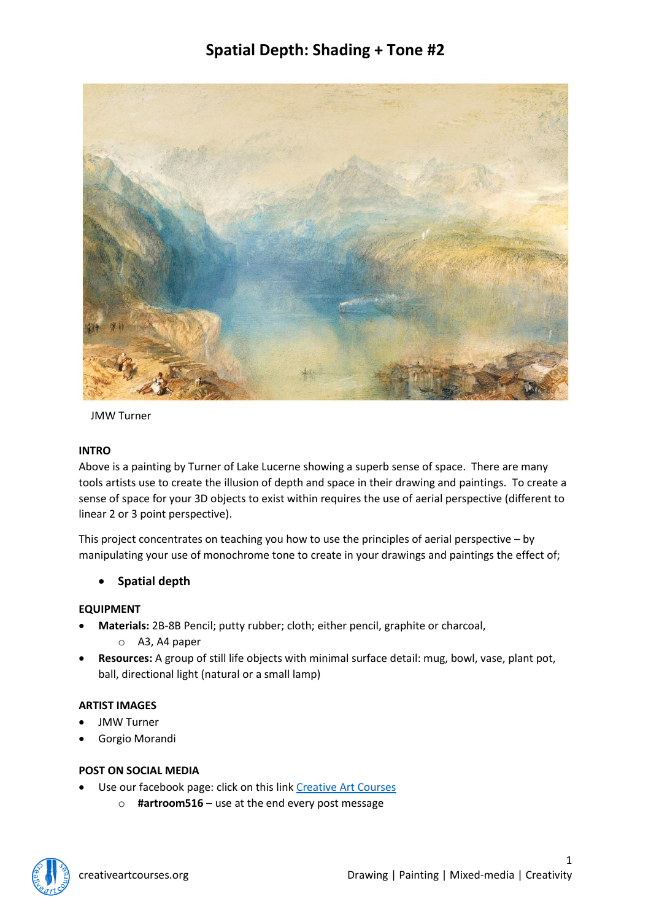# Spatial Depth: Shading + Tone #2

JMW Turner

### INTRO

Above is a painting by Turner of Lake Lucerne showing a superb sense of space. There are many tools artists use to create the illusion of depth and space in their drawing and paintings. To create a sense of space for your 3D objects to exist within requires the use of aerial perspective (different to linear 2 or 3 point perspective).

This project concentrates on teaching you how to use the principles of aerial perspective – by manipulating your use of monochrome tone to create in your drawings and paintings the effect of;

- **Spatial depth**

### EQUIPMENT

- **Materials:** 2B-8B Pencil; putty rubber; cloth; either pencil, graphite or charcoal,
    - A3, A4 paper
- **Resources:** A group of still life objects with minimal surface detail: mug, bowl, vase, plant pot, ball, directional light (natural or a small lamp)

### ARTIST IMAGES

- JMW Turner
- Gorgio Morandi

### POST ON SOCIAL MEDIA

- Use our facebook page: click on this link [Creative Art Courses]
    - **#artroom516** – use at the end every post message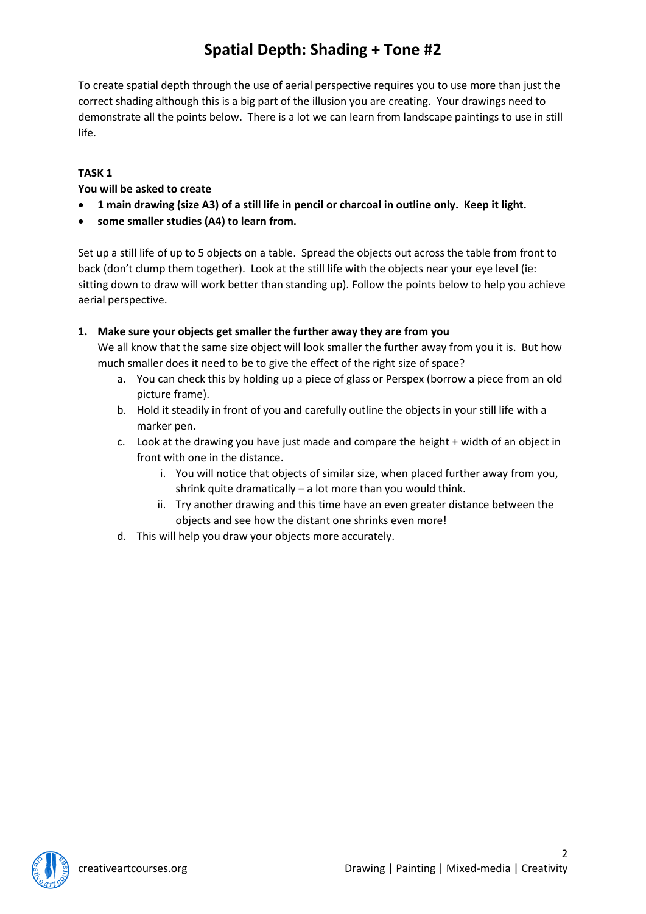# Spatial Depth: Shading + Tone #2

To create spatial depth through the use of aerial perspective requires you to use more than just the correct shading although this is a big part of the illusion you are creating. Your drawings need to demonstrate all the points below. There is a lot we can learn from landscape paintings to use in still life.

**TASK 1**

**You will be asked to create**

- **1 main drawing (size A3) of a still life in pencil or charcoal in outline only. Keep it light.**
- **some smaller studies (A4) to learn from.**

Set up a still life of up to 5 objects on a table. Spread the objects out across the table from front to back (don't clump them together). Look at the still life with the objects near your eye level (ie: sitting down to draw will work better than standing up). Follow the points below to help you achieve aerial perspective.

1. **Make sure your objects get smaller the further away they are from you**

   We all know that the same size object will look smaller the further away from you it is. But how much smaller does it need to be to give the effect of the right size of space?

   a. You can check this by holding up a piece of glass or Perspex (borrow a piece from an old picture frame).
   
   b. Hold it steadily in front of you and carefully outline the objects in your still life with a marker pen.
   
   c. Look at the drawing you have just made and compare the height + width of an object in front with one in the distance.
      
      i. You will notice that objects of similar size, when placed further away from you, shrink quite dramatically – a lot more than you would think.
      
      ii. Try another drawing and this time have an even greater distance between the objects and see how the distant one shrinks even more!
   
   d. This will help you draw your objects more accurately.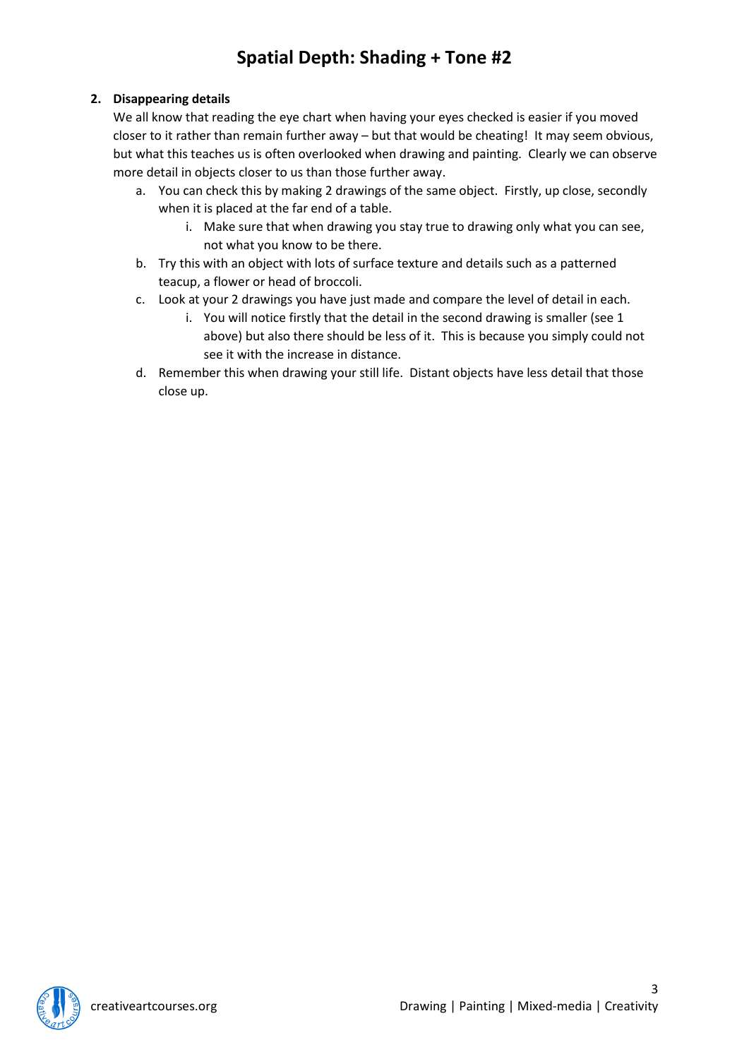# Spatial Depth: Shading + Tone #2

2. **Disappearing details**

   We all know that reading the eye chart when having your eyes checked is easier if you moved closer to it rather than remain further away – but that would be cheating! It may seem obvious, but what this teaches us is often overlooked when drawing and painting. Clearly we can observe more detail in objects closer to us than those further away.

   a. You can check this by making 2 drawings of the same object. Firstly, up close, secondly when it is placed at the far end of a table.
      i. Make sure that when drawing you stay true to drawing only what you can see, not what you know to be there.

   b. Try this with an object with lots of surface texture and details such as a patterned teacup, a flower or head of broccoli.

   c. Look at your 2 drawings you have just made and compare the level of detail in each.
      i. You will notice firstly that the detail in the second drawing is smaller (see 1 above) but also there should be less of it. This is because you simply could not see it with the increase in distance.

   d. Remember this when drawing your still life. Distant objects have less detail that those close up.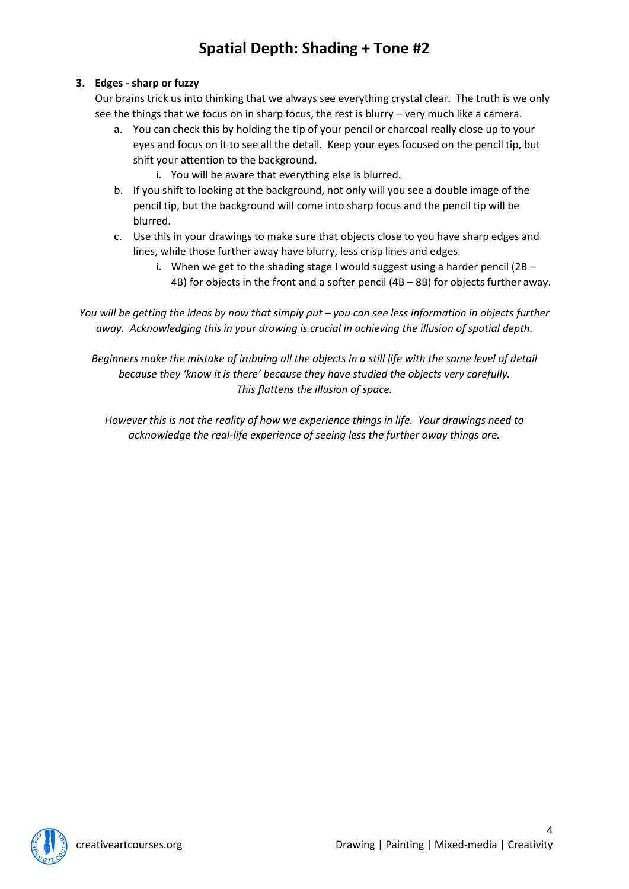# Spatial Depth: Shading + Tone #2

3. **Edges - sharp or fuzzy**

   Our brains trick us into thinking that we always see everything crystal clear. The truth is we only see the things that we focus on in sharp focus, the rest is blurry – very much like a camera.

   a. You can check this by holding the tip of your pencil or charcoal really close up to your eyes and focus on it to see all the detail. Keep your eyes focused on the pencil tip, but shift your attention to the background.
      i. You will be aware that everything else is blurred.

   b. If you shift to looking at the background, not only will you see a double image of the pencil tip, but the background will come into sharp focus and the pencil tip will be blurred.

   c. Use this in your drawings to make sure that objects close to you have sharp edges and lines, while those further away have blurry, less crisp lines and edges.
      i. When we get to the shading stage I would suggest using a harder pencil (2B – 4B) for objects in the front and a softer pencil (4B – 8B) for objects further away.

*You will be getting the ideas by now that simply put – you can see less information in objects further away. Acknowledging this in your drawing is crucial in achieving the illusion of spatial depth.*

*Beginners make the mistake of imbuing all the objects in a still life with the same level of detail because they 'know it is there' because they have studied the objects very carefully. This flattens the illusion of space.*

*However this is not the reality of how we experience things in life. Your drawings need to acknowledge the real-life experience of seeing less the further away things are.*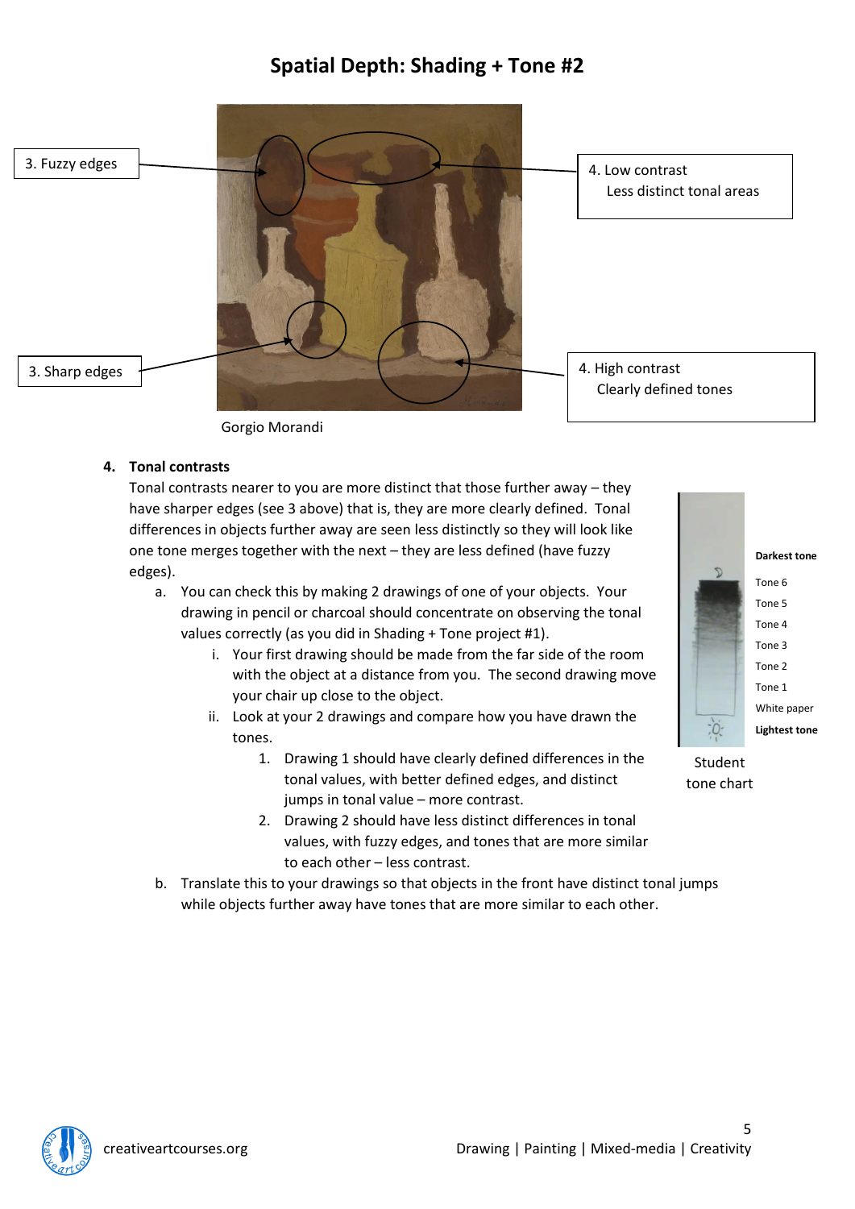# Spatial Depth: Shading + Tone #2

3. Fuzzy edges

4. Low contrast
Less distinct tonal areas

3. Sharp edges

4. High contrast
Clearly defined tones

Gorgio Morandi

**4. Tonal contrasts**

Tonal contrasts nearer to you are more distinct that those further away – they have sharper edges (see 3 above) that is, they are more clearly defined. Tonal differences in objects further away are seen less distinctly so they will look like one tone merges together with the next – they are less defined (have fuzzy edges).

a. You can check this by making 2 drawings of one of your objects. Your drawing in pencil or charcoal should concentrate on observing the tonal values correctly (as you did in Shading + Tone project #1).
   i. Your first drawing should be made from the far side of the room with the object at a distance from you. The second drawing move your chair up close to the object.
   ii. Look at your 2 drawings and compare how you have drawn the tones.
      1. Drawing 1 should have clearly defined differences in the tonal values, with better defined edges, and distinct jumps in tonal value – more contrast.
      2. Drawing 2 should have less distinct differences in tonal values, with fuzzy edges, and tones that are more similar to each other – less contrast.

b. Translate this to your drawings so that objects in the front have distinct tonal jumps while objects further away have tones that are more similar to each other.

**Darkest tone**
Tone 6
Tone 5
Tone 4
Tone 3
Tone 2
Tone 1
White paper
**Lightest tone**

Student tone chart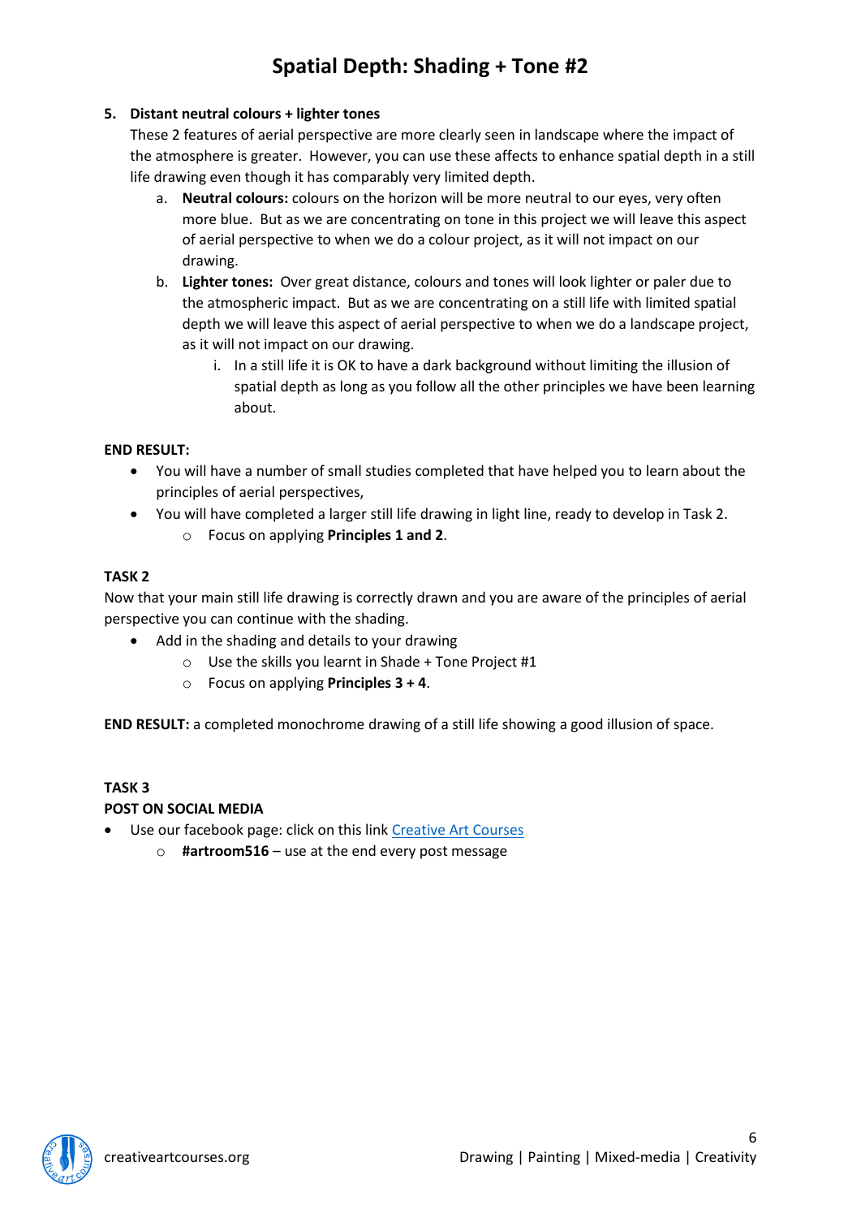# Spatial Depth: Shading + Tone #2

5. **Distant neutral colours + lighter tones**

   These 2 features of aerial perspective are more clearly seen in landscape where the impact of the atmosphere is greater. However, you can use these affects to enhance spatial depth in a still life drawing even though it has comparably very limited depth.

   a. **Neutral colours:** colours on the horizon will be more neutral to our eyes, very often more blue. But as we are concentrating on tone in this project we will leave this aspect of aerial perspective to when we do a colour project, as it will not impact on our drawing.

   b. **Lighter tones:** Over great distance, colours and tones will look lighter or paler due to the atmospheric impact. But as we are concentrating on a still life with limited spatial depth we will leave this aspect of aerial perspective to when we do a landscape project, as it will not impact on our drawing.

      i. In a still life it is OK to have a dark background without limiting the illusion of spatial depth as long as you follow all the other principles we have been learning about.

**END RESULT:**

- You will have a number of small studies completed that have helped you to learn about the principles of aerial perspectives,
- You will have completed a larger still life drawing in light line, ready to develop in Task 2.
  - Focus on applying **Principles 1 and 2**.

**TASK 2**

Now that your main still life drawing is correctly drawn and you are aware of the principles of aerial perspective you can continue with the shading.

- Add in the shading and details to your drawing
  - Use the skills you learnt in Shade + Tone Project #1
  - Focus on applying **Principles 3 + 4**.

**END RESULT:** a completed monochrome drawing of a still life showing a good illusion of space.

**TASK 3**

**POST ON SOCIAL MEDIA**

- Use our facebook page: click on this link Creative Art Courses
  - **#artroom516** – use at the end every post message